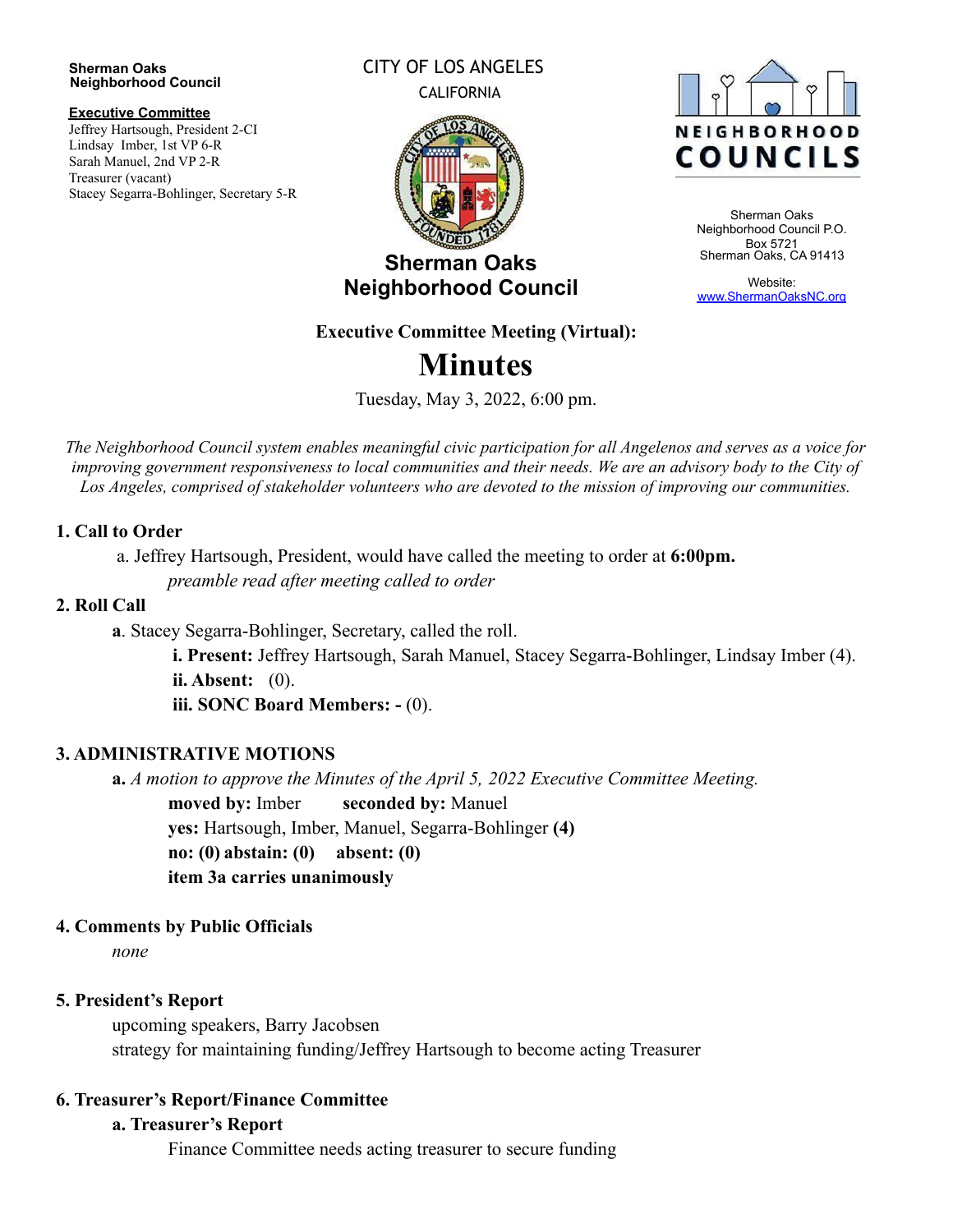**Sherman Oaks Neighborhood Council**

**Executive Committee**
Jeffrey Hartsough, President 2-CI
Lindsay Imber, 1st VP 6-R
Sarah Manuel, 2nd VP 2-R
Treasurer (vacant)
Stacey Segarra-Bohlinger, Secretary 5-R

CITY OF LOS ANGELES
CALIFORNIA

**Sherman Oaks Neighborhood Council**

NEIGHBORHOOD COUNCILS

Sherman Oaks Neighborhood Council P.O. Box 5721
Sherman Oaks, CA 91413

Website:
www.ShermanOaksNC.org

**Executive Committee Meeting (Virtual):**

# Minutes

Tuesday, May 3, 2022, 6:00 pm.

*The Neighborhood Council system enables meaningful civic participation for all Angelenos and serves as a voice for improving government responsiveness to local communities and their needs. We are an advisory body to the City of Los Angeles, comprised of stakeholder volunteers who are devoted to the mission of improving our communities.*

## 1. Call to Order

a. Jeffrey Hartsough, President, would have called the meeting to order at **6:00pm.**
*preamble read after meeting called to order*

## 2. Roll Call

**a**. Stacey Segarra-Bohlinger, Secretary, called the roll.
- **i. Present:** Jeffrey Hartsough, Sarah Manuel, Stacey Segarra-Bohlinger, Lindsay Imber (4).
- **ii. Absent:** (0).
- **iii. SONC Board Members: -** (0).

## 3. ADMINISTRATIVE MOTIONS

**a.** *A motion to approve the Minutes of the April 5, 2022 Executive Committee Meeting.*
**moved by:** Imber **seconded by:** Manuel
**yes:** Hartsough, Imber, Manuel, Segarra-Bohlinger **(4)**
**no: (0) abstain: (0) absent: (0)**
**item 3a carries unanimously**

## 4. Comments by Public Officials

*none*

## 5. President's Report

upcoming speakers, Barry Jacobsen
strategy for maintaining funding/Jeffrey Hartsough to become acting Treasurer

## 6. Treasurer's Report/Finance Committee

### a. Treasurer's Report

Finance Committee needs acting treasurer to secure funding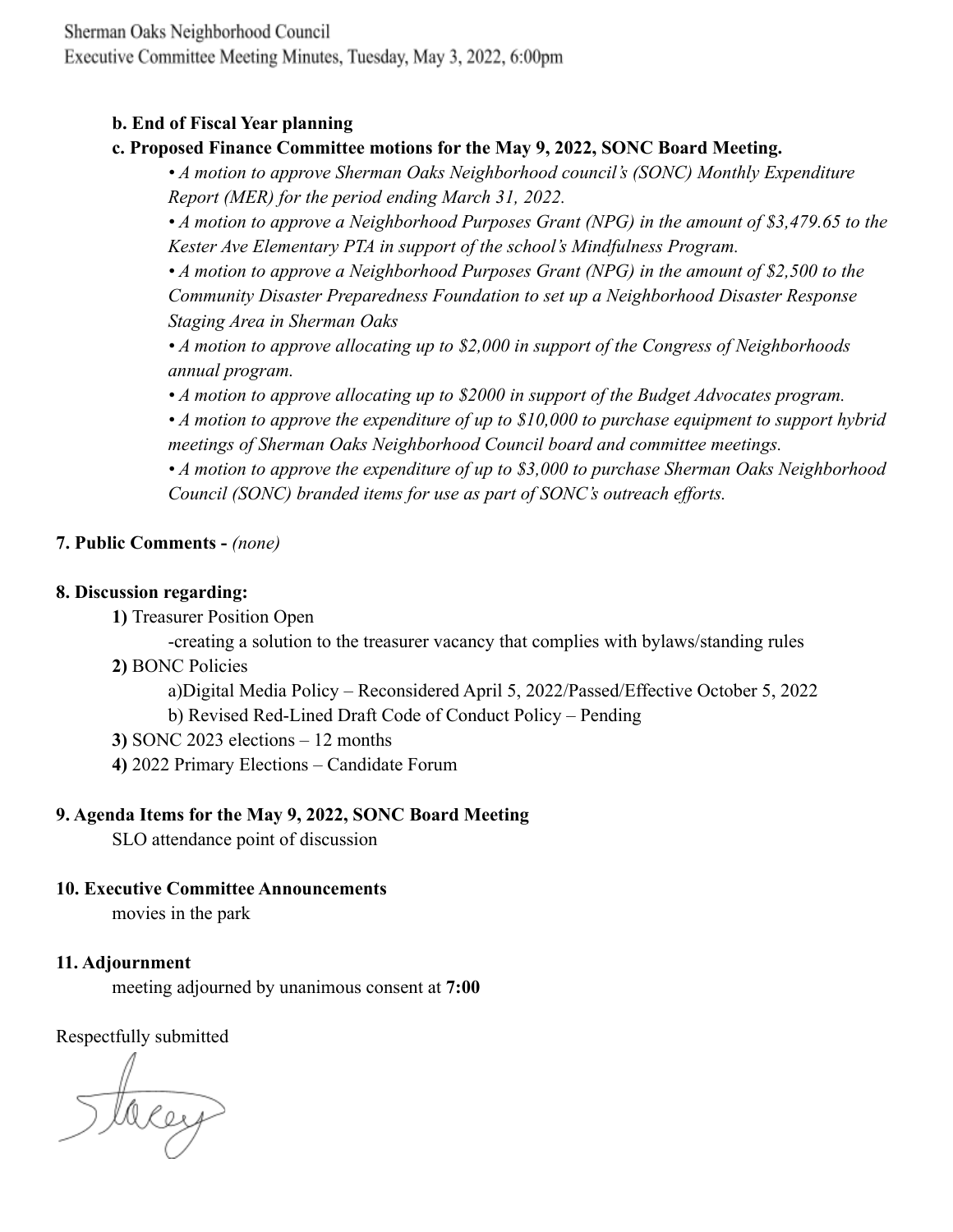**b. End of Fiscal Year planning**

**c. Proposed Finance Committee motions for the May 9, 2022, SONC Board Meeting.**

*• A motion to approve Sherman Oaks Neighborhood council's (SONC) Monthly Expenditure Report (MER) for the period ending March 31, 2022.*

*• A motion to approve a Neighborhood Purposes Grant (NPG) in the amount of $3,479.65 to the Kester Ave Elementary PTA in support of the school's Mindfulness Program.*

*• A motion to approve a Neighborhood Purposes Grant (NPG) in the amount of $2,500 to the Community Disaster Preparedness Foundation to set up a Neighborhood Disaster Response Staging Area in Sherman Oaks*

*• A motion to approve allocating up to $2,000 in support of the Congress of Neighborhoods annual program.*

*• A motion to approve allocating up to $2000 in support of the Budget Advocates program.*

*• A motion to approve the expenditure of up to $10,000 to purchase equipment to support hybrid meetings of Sherman Oaks Neighborhood Council board and committee meetings.*

*• A motion to approve the expenditure of up to $3,000 to purchase Sherman Oaks Neighborhood Council (SONC) branded items for use as part of SONC's outreach efforts.*

**7. Public Comments -** *(none)*

**8. Discussion regarding:**

**1)** Treasurer Position Open

-creating a solution to the treasurer vacancy that complies with bylaws/standing rules

**2)** BONC Policies

a)Digital Media Policy – Reconsidered April 5, 2022/Passed/Effective October 5, 2022

b) Revised Red-Lined Draft Code of Conduct Policy – Pending

**3)** SONC 2023 elections – 12 months

**4)** 2022 Primary Elections – Candidate Forum

**9. Agenda Items for the May 9, 2022, SONC Board Meeting**

SLO attendance point of discussion

**10. Executive Committee Announcements**

movies in the park

**11. Adjournment**

meeting adjourned by unanimous consent at **7:00**

Respectfully submitted

Stacey